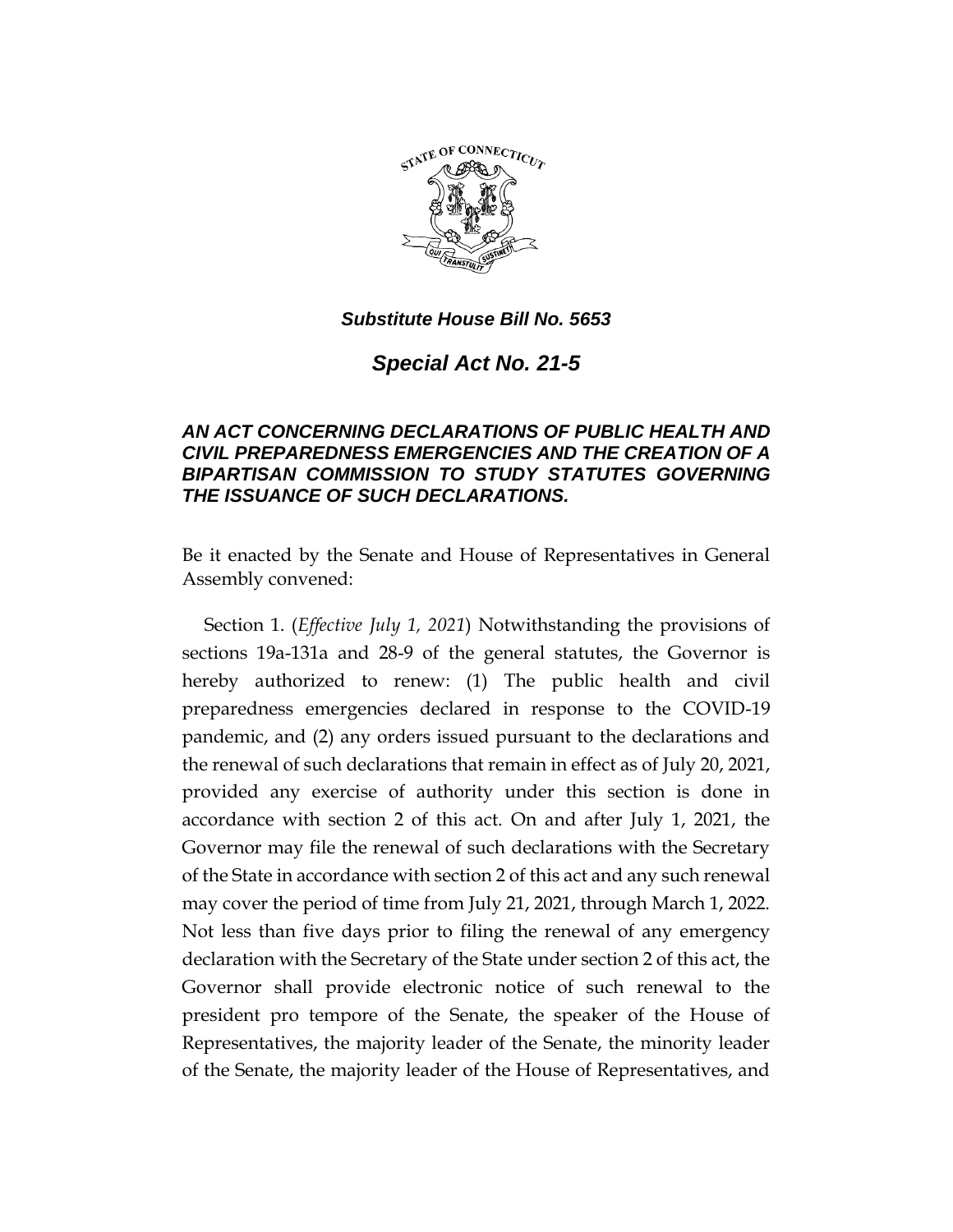***Substitute House Bill No. 5653***

# ***Special Act No. 21-5***

### ***AN ACT CONCERNING DECLARATIONS OF PUBLIC HEALTH AND CIVIL PREPAREDNESS EMERGENCIES AND THE CREATION OF A BIPARTISAN COMMISSION TO STUDY STATUTES GOVERNING THE ISSUANCE OF SUCH DECLARATIONS.***

Be it enacted by the Senate and House of Representatives in General Assembly convened:

Section 1. (*Effective July 1, 2021*) Notwithstanding the provisions of sections 19a-131a and 28-9 of the general statutes, the Governor is hereby authorized to renew: (1) The public health and civil preparedness emergencies declared in response to the COVID-19 pandemic, and (2) any orders issued pursuant to the declarations and the renewal of such declarations that remain in effect as of July 20, 2021, provided any exercise of authority under this section is done in accordance with section 2 of this act. On and after July 1, 2021, the Governor may file the renewal of such declarations with the Secretary of the State in accordance with section 2 of this act and any such renewal may cover the period of time from July 21, 2021, through March 1, 2022. Not less than five days prior to filing the renewal of any emergency declaration with the Secretary of the State under section 2 of this act, the Governor shall provide electronic notice of such renewal to the president pro tempore of the Senate, the speaker of the House of Representatives, the majority leader of the Senate, the minority leader of the Senate, the majority leader of the House of Representatives, and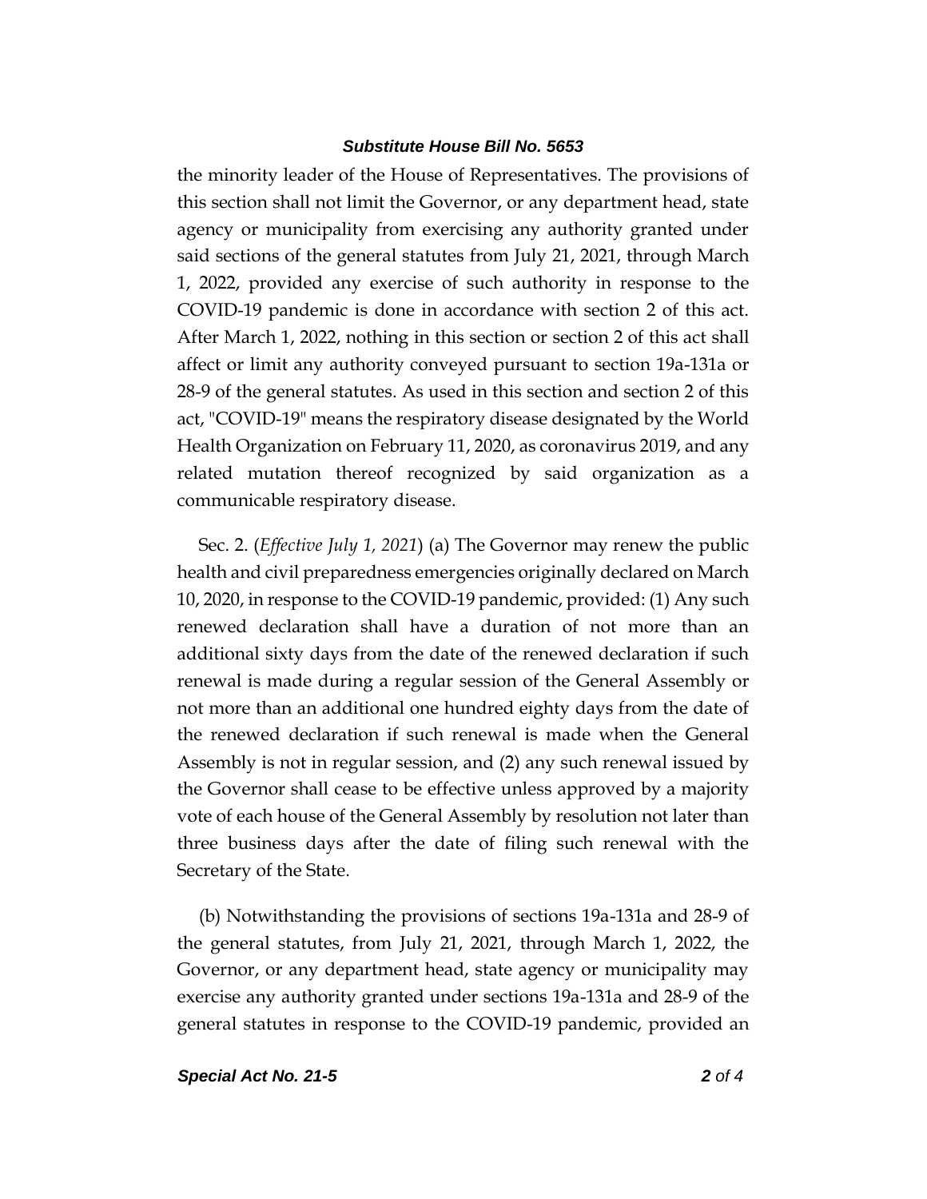the minority leader of the House of Representatives. The provisions of this section shall not limit the Governor, or any department head, state agency or municipality from exercising any authority granted under said sections of the general statutes from July 21, 2021, through March 1, 2022, provided any exercise of such authority in response to the COVID-19 pandemic is done in accordance with section 2 of this act. After March 1, 2022, nothing in this section or section 2 of this act shall affect or limit any authority conveyed pursuant to section 19a-131a or 28-9 of the general statutes. As used in this section and section 2 of this act, "COVID-19" means the respiratory disease designated by the World Health Organization on February 11, 2020, as coronavirus 2019, and any related mutation thereof recognized by said organization as a communicable respiratory disease.

Sec. 2. (*Effective July 1, 2021*) (a) The Governor may renew the public health and civil preparedness emergencies originally declared on March 10, 2020, in response to the COVID-19 pandemic, provided: (1) Any such renewed declaration shall have a duration of not more than an additional sixty days from the date of the renewed declaration if such renewal is made during a regular session of the General Assembly or not more than an additional one hundred eighty days from the date of the renewed declaration if such renewal is made when the General Assembly is not in regular session, and (2) any such renewal issued by the Governor shall cease to be effective unless approved by a majority vote of each house of the General Assembly by resolution not later than three business days after the date of filing such renewal with the Secretary of the State.

(b) Notwithstanding the provisions of sections 19a-131a and 28-9 of the general statutes, from July 21, 2021, through March 1, 2022, the Governor, or any department head, state agency or municipality may exercise any authority granted under sections 19a-131a and 28-9 of the general statutes in response to the COVID-19 pandemic, provided an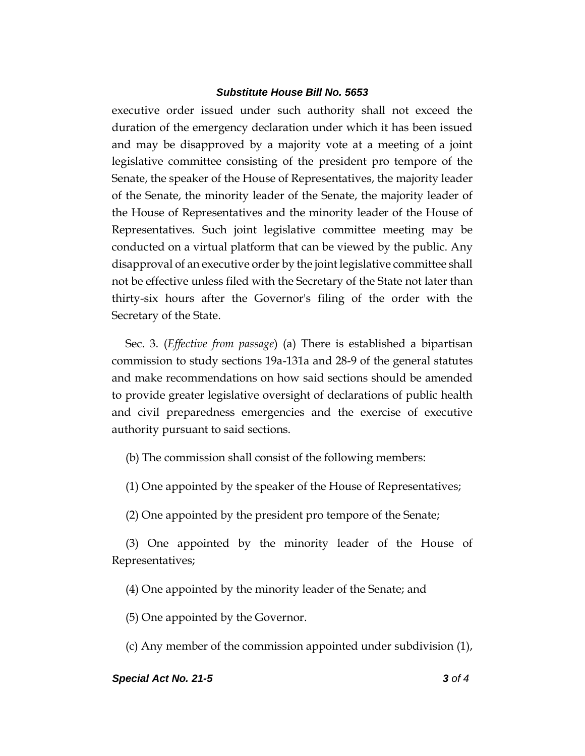executive order issued under such authority shall not exceed the duration of the emergency declaration under which it has been issued and may be disapproved by a majority vote at a meeting of a joint legislative committee consisting of the president pro tempore of the Senate, the speaker of the House of Representatives, the majority leader of the Senate, the minority leader of the Senate, the majority leader of the House of Representatives and the minority leader of the House of Representatives. Such joint legislative committee meeting may be conducted on a virtual platform that can be viewed by the public. Any disapproval of an executive order by the joint legislative committee shall not be effective unless filed with the Secretary of the State not later than thirty-six hours after the Governor's filing of the order with the Secretary of the State.

Sec. 3. (*Effective from passage*) (a) There is established a bipartisan commission to study sections 19a-131a and 28-9 of the general statutes and make recommendations on how said sections should be amended to provide greater legislative oversight of declarations of public health and civil preparedness emergencies and the exercise of executive authority pursuant to said sections.

(b) The commission shall consist of the following members:

(1) One appointed by the speaker of the House of Representatives;

(2) One appointed by the president pro tempore of the Senate;

(3) One appointed by the minority leader of the House of Representatives;

(4) One appointed by the minority leader of the Senate; and

(5) One appointed by the Governor.

(c) Any member of the commission appointed under subdivision (1),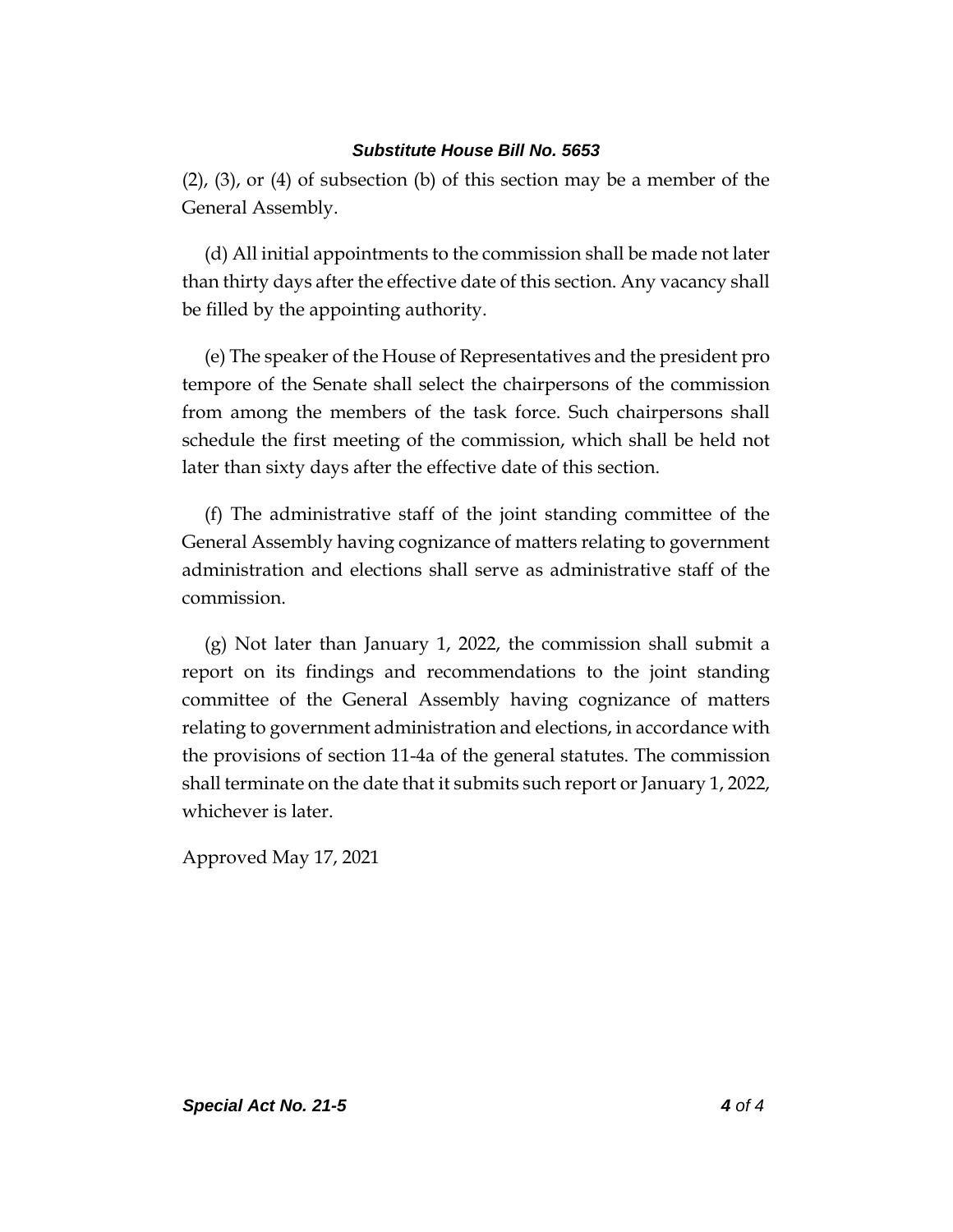(2), (3), or (4) of subsection (b) of this section may be a member of the General Assembly.

(d) All initial appointments to the commission shall be made not later than thirty days after the effective date of this section. Any vacancy shall be filled by the appointing authority.

(e) The speaker of the House of Representatives and the president pro tempore of the Senate shall select the chairpersons of the commission from among the members of the task force. Such chairpersons shall schedule the first meeting of the commission, which shall be held not later than sixty days after the effective date of this section.

(f) The administrative staff of the joint standing committee of the General Assembly having cognizance of matters relating to government administration and elections shall serve as administrative staff of the commission.

(g) Not later than January 1, 2022, the commission shall submit a report on its findings and recommendations to the joint standing committee of the General Assembly having cognizance of matters relating to government administration and elections, in accordance with the provisions of section 11-4a of the general statutes. The commission shall terminate on the date that it submits such report or January 1, 2022, whichever is later.

Approved May 17, 2021